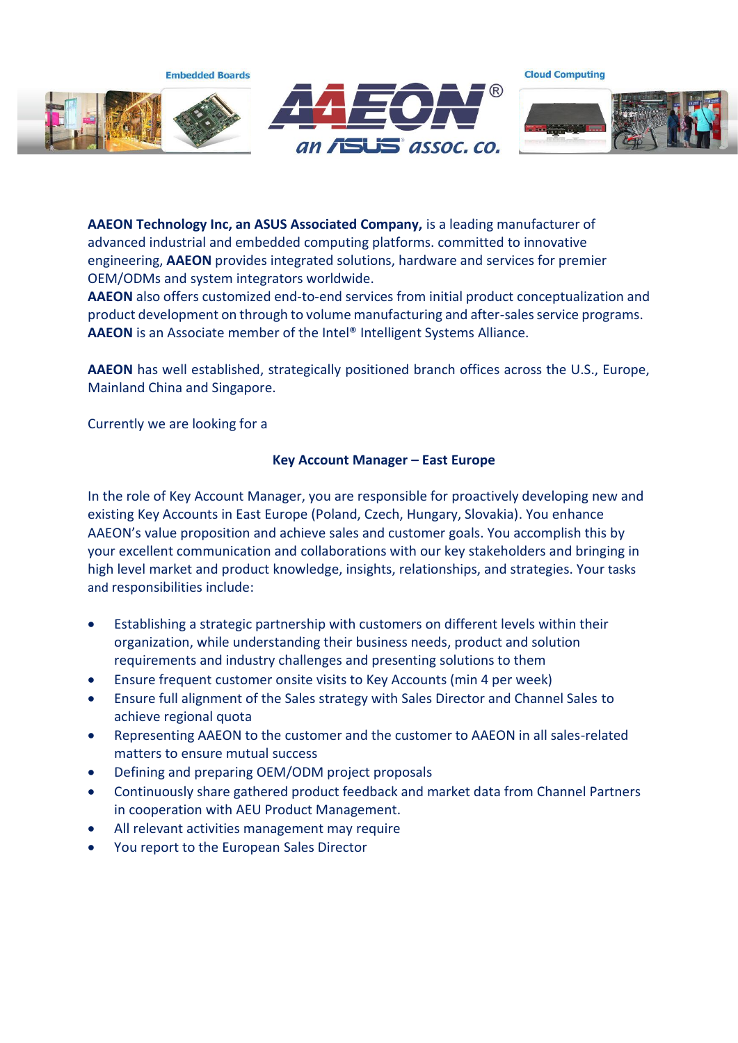**AAEON Technology Inc, an ASUS Associated Company,** is a leading manufacturer of advanced industrial and embedded computing platforms. committed to innovative engineering, **AAEON** provides integrated solutions, hardware and services for premier OEM/ODMs and system integrators worldwide.
**AAEON** also offers customized end-to-end services from initial product conceptualization and product development on through to volume manufacturing and after-sales service programs.
**AAEON** is an Associate member of the Intel® Intelligent Systems Alliance.

**AAEON** has well established, strategically positioned branch offices across the U.S., Europe, Mainland China and Singapore.

Currently we are looking for a

## Key Account Manager – East Europe

In the role of Key Account Manager, you are responsible for proactively developing new and existing Key Accounts in East Europe (Poland, Czech, Hungary, Slovakia). You enhance AAEON's value proposition and achieve sales and customer goals. You accomplish this by your excellent communication and collaborations with our key stakeholders and bringing in high level market and product knowledge, insights, relationships, and strategies. Your tasks and responsibilities include:

- Establishing a strategic partnership with customers on different levels within their organization, while understanding their business needs, product and solution requirements and industry challenges and presenting solutions to them
- Ensure frequent customer onsite visits to Key Accounts (min 4 per week)
- Ensure full alignment of the Sales strategy with Sales Director and Channel Sales to achieve regional quota
- Representing AAEON to the customer and the customer to AAEON in all sales-related matters to ensure mutual success
- Defining and preparing OEM/ODM project proposals
- Continuously share gathered product feedback and market data from Channel Partners in cooperation with AEU Product Management.
- All relevant activities management may require
- You report to the European Sales Director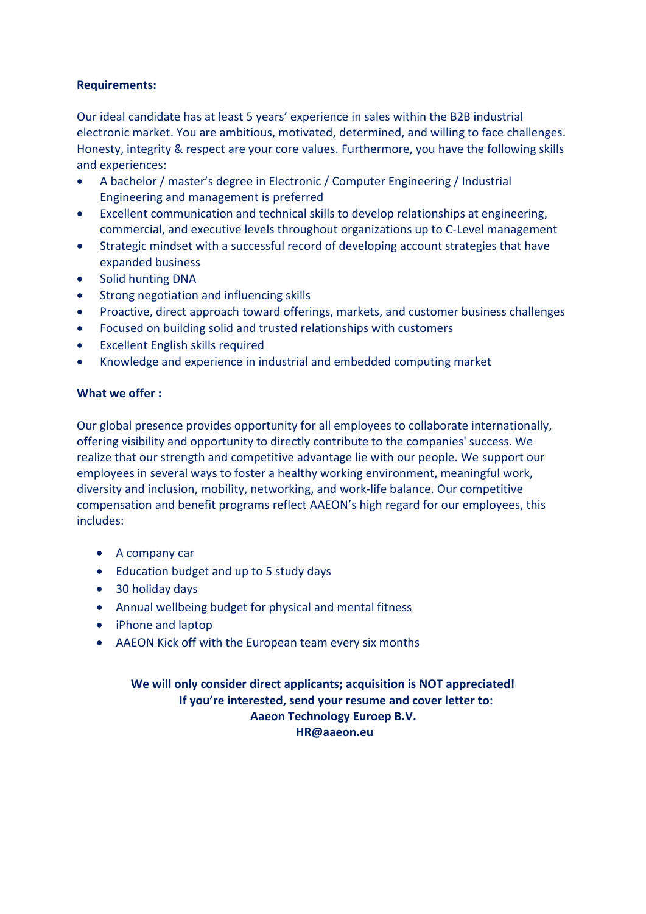**Requirements:**

Our ideal candidate has at least 5 years' experience in sales within the B2B industrial electronic market. You are ambitious, motivated, determined, and willing to face challenges. Honesty, integrity & respect are your core values. Furthermore, you have the following skills and experiences:

- A bachelor / master's degree in Electronic / Computer Engineering / Industrial Engineering and management is preferred
- Excellent communication and technical skills to develop relationships at engineering, commercial, and executive levels throughout organizations up to C-Level management
- Strategic mindset with a successful record of developing account strategies that have expanded business
- Solid hunting DNA
- Strong negotiation and influencing skills
- Proactive, direct approach toward offerings, markets, and customer business challenges
- Focused on building solid and trusted relationships with customers
- Excellent English skills required
- Knowledge and experience in industrial and embedded computing market

**What we offer :**

Our global presence provides opportunity for all employees to collaborate internationally, offering visibility and opportunity to directly contribute to the companies' success. We realize that our strength and competitive advantage lie with our people. We support our employees in several ways to foster a healthy working environment, meaningful work, diversity and inclusion, mobility, networking, and work-life balance. Our competitive compensation and benefit programs reflect AAEON's high regard for our employees, this includes:

- A company car
- Education budget and up to 5 study days
- 30 holiday days
- Annual wellbeing budget for physical and mental fitness
- iPhone and laptop
- AAEON Kick off with the European team every six months

**We will only consider direct applicants; acquisition is NOT appreciated!**
**If you're interested, send your resume and cover letter to:**
**Aaeon Technology Euroep B.V.**
**HR@aaeon.eu**